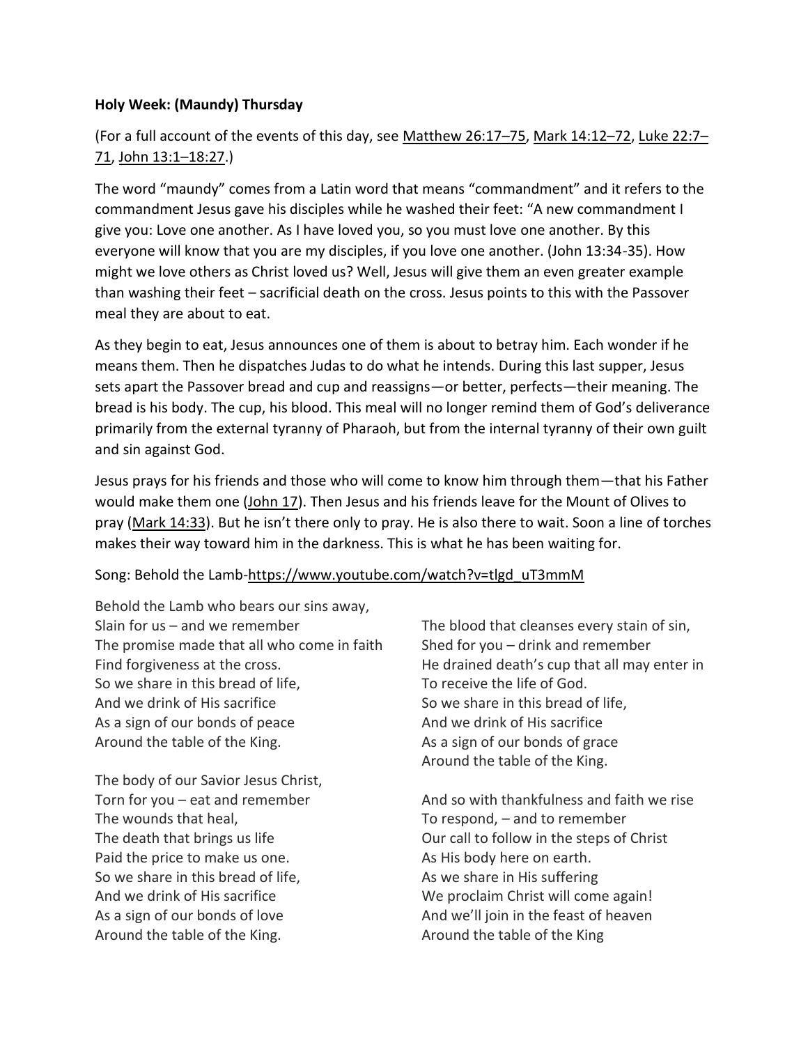**Holy Week: (Maundy) Thursday**

(For a full account of the events of this day, see Matthew 26:17–75, Mark 14:12–72, Luke 22:7–71, John 13:1–18:27.)

The word "maundy" comes from a Latin word that means "commandment" and it refers to the commandment Jesus gave his disciples while he washed their feet: "A new commandment I give you: Love one another. As I have loved you, so you must love one another. By this everyone will know that you are my disciples, if you love one another. (John 13:34-35). How might we love others as Christ loved us? Well, Jesus will give them an even greater example than washing their feet – sacrificial death on the cross. Jesus points to this with the Passover meal they are about to eat.

As they begin to eat, Jesus announces one of them is about to betray him. Each wonder if he means them. Then he dispatches Judas to do what he intends. During this last supper, Jesus sets apart the Passover bread and cup and reassigns—or better, perfects—their meaning. The bread is his body. The cup, his blood. This meal will no longer remind them of God's deliverance primarily from the external tyranny of Pharaoh, but from the internal tyranny of their own guilt and sin against God.

Jesus prays for his friends and those who will come to know him through them—that his Father would make them one (John 17). Then Jesus and his friends leave for the Mount of Olives to pray (Mark 14:33). But he isn't there only to pray. He is also there to wait. Soon a line of torches makes their way toward him in the darkness. This is what he has been waiting for.

Song: Behold the Lamb-https://www.youtube.com/watch?v=tlgd_uT3mmM

Behold the Lamb who bears our sins away,
Slain for us – and we remember
The promise made that all who come in faith
Find forgiveness at the cross.
So we share in this bread of life,
And we drink of His sacrifice
As a sign of our bonds of peace
Around the table of the King.

The body of our Savior Jesus Christ,
Torn for you – eat and remember
The wounds that heal,
The death that brings us life
Paid the price to make us one.
So we share in this bread of life,
And we drink of His sacrifice
As a sign of our bonds of love
Around the table of the King.

The blood that cleanses every stain of sin,
Shed for you – drink and remember
He drained death's cup that all may enter in
To receive the life of God.
So we share in this bread of life,
And we drink of His sacrifice
As a sign of our bonds of grace
Around the table of the King.

And so with thankfulness and faith we rise
To respond, – and to remember
Our call to follow in the steps of Christ
As His body here on earth.
As we share in His suffering
We proclaim Christ will come again!
And we'll join in the feast of heaven
Around the table of the King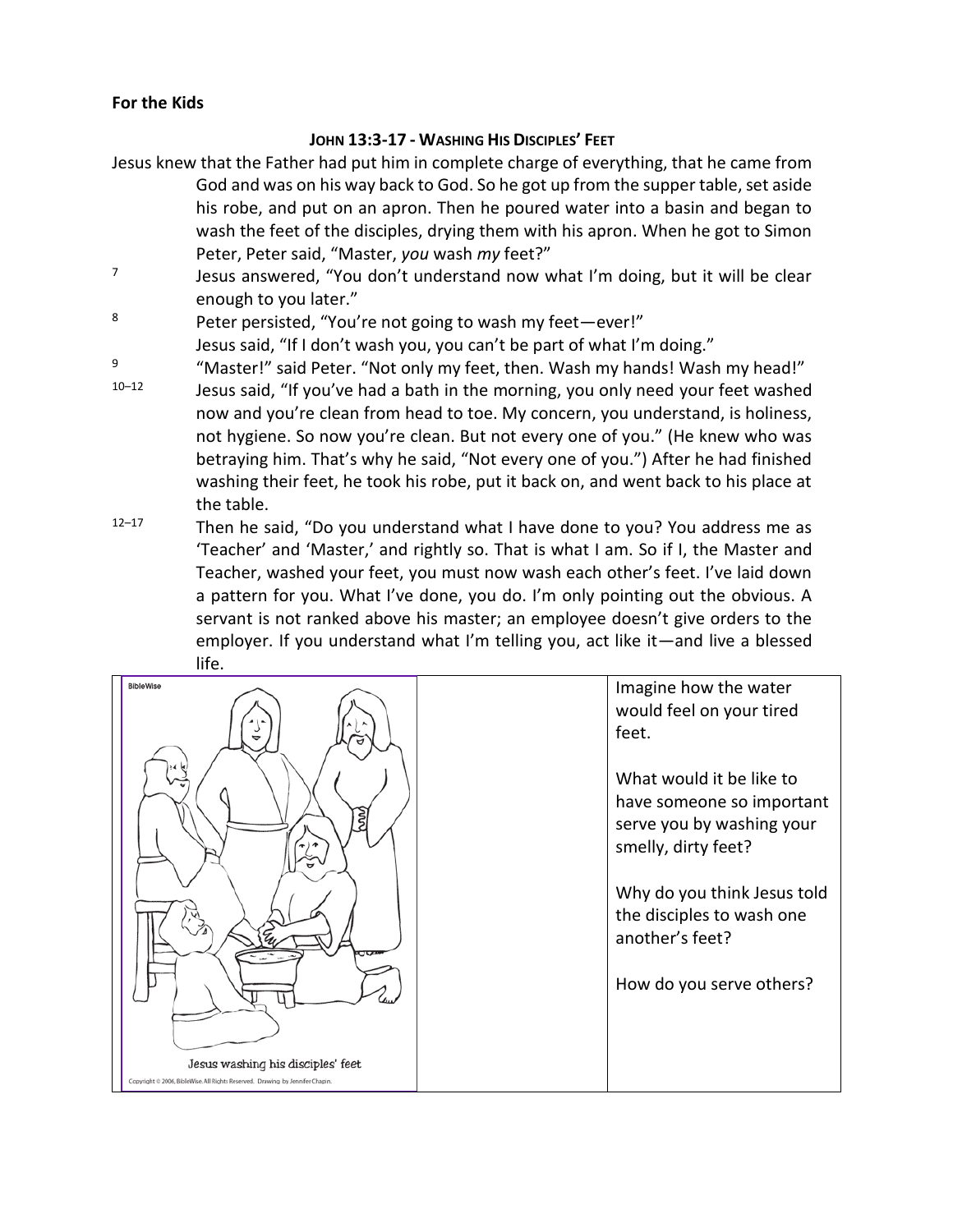**For the Kids**

**JOHN 13:3-17 - WASHING HIS DISCIPLES' FEET**

Jesus knew that the Father had put him in complete charge of everything, that he came from God and was on his way back to God. So he got up from the supper table, set aside his robe, and put on an apron. Then he poured water into a basin and began to wash the feet of the disciples, drying them with his apron. When he got to Simon Peter, Peter said, "Master, *you* wash *my* feet?"

7 Jesus answered, "You don't understand now what I'm doing, but it will be clear enough to you later."

8 Peter persisted, "You're not going to wash my feet—ever!"

Jesus said, "If I don't wash you, you can't be part of what I'm doing."

9 "Master!" said Peter. "Not only my feet, then. Wash my hands! Wash my head!"

10–12 Jesus said, "If you've had a bath in the morning, you only need your feet washed now and you're clean from head to toe. My concern, you understand, is holiness, not hygiene. So now you're clean. But not every one of you." (He knew who was betraying him. That's why he said, "Not every one of you.") After he had finished washing their feet, he took his robe, put it back on, and went back to his place at the table.

12–17 Then he said, "Do you understand what I have done to you? You address me as 'Teacher' and 'Master,' and rightly so. That is what I am. So if I, the Master and Teacher, washed your feet, you must now wash each other's feet. I've laid down a pattern for you. What I've done, you do. I'm only pointing out the obvious. A servant is not ranked above his master; an employee doesn't give orders to the employer. If you understand what I'm telling you, act like it—and live a blessed life.

BibleWise

Jesus washing his disciples' feet

Copyright © 2006, BibleWise. All Rights Reserved. Drawing by Jennifer Chapin.

Imagine how the water would feel on your tired feet.

What would it be like to have someone so important serve you by washing your smelly, dirty feet?

Why do you think Jesus told the disciples to wash one another's feet?

How do you serve others?